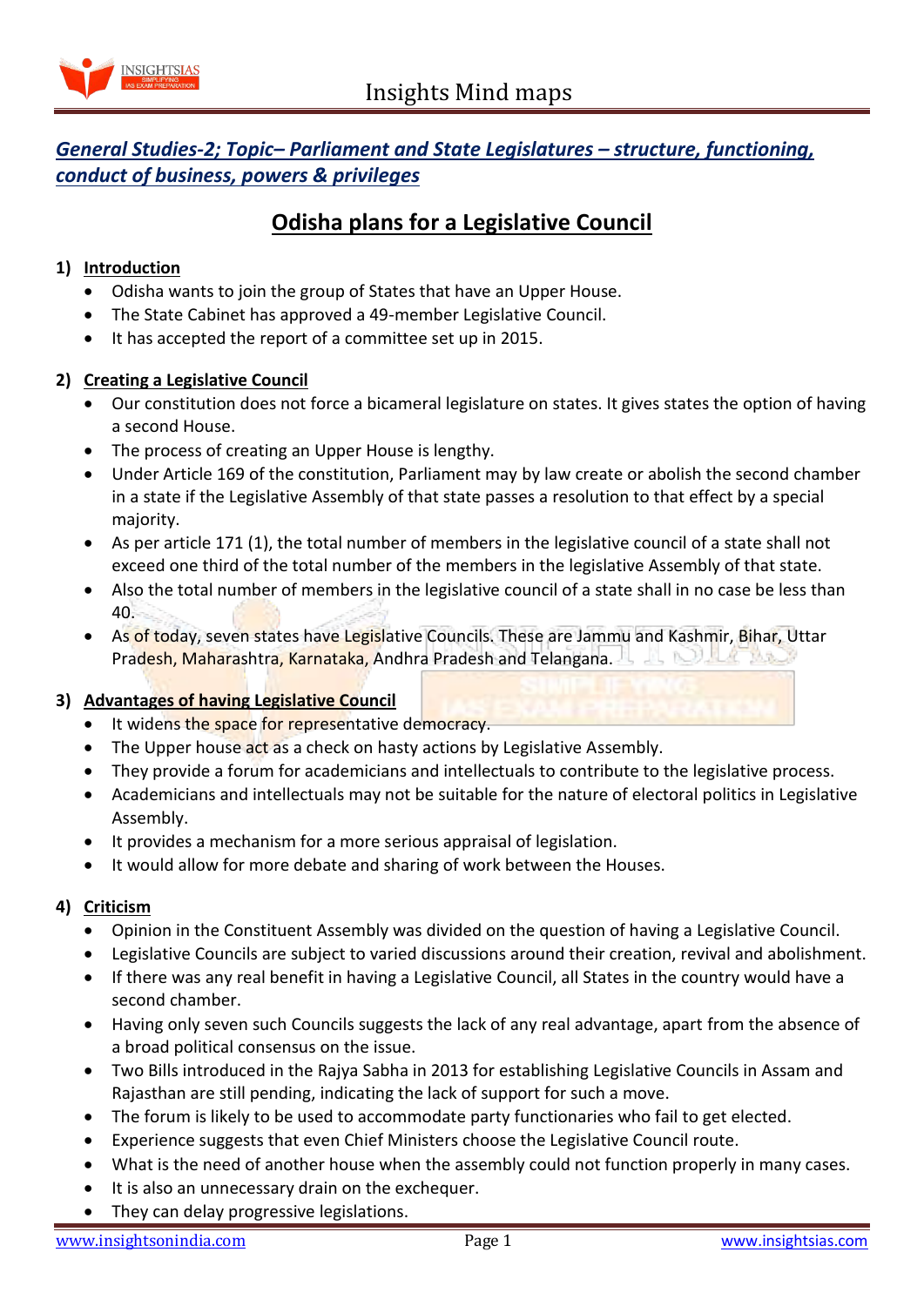***General Studies-2; Topic– Parliament and State Legislatures – structure, functioning, conduct of business, powers & privileges***

# Odisha plans for a Legislative Council

## 1) Introduction

- Odisha wants to join the group of States that have an Upper House.
- The State Cabinet has approved a 49-member Legislative Council.
- It has accepted the report of a committee set up in 2015.

## 2) Creating a Legislative Council

- Our constitution does not force a bicameral legislature on states. It gives states the option of having a second House.
- The process of creating an Upper House is lengthy.
- Under Article 169 of the constitution, Parliament may by law create or abolish the second chamber in a state if the Legislative Assembly of that state passes a resolution to that effect by a special majority.
- As per article 171 (1), the total number of members in the legislative council of a state shall not exceed one third of the total number of the members in the legislative Assembly of that state.
- Also the total number of members in the legislative council of a state shall in no case be less than 40.
- As of today, seven states have Legislative Councils. These are Jammu and Kashmir, Bihar, Uttar Pradesh, Maharashtra, Karnataka, Andhra Pradesh and Telangana.

## 3) Advantages of having Legislative Council

- It widens the space for representative democracy.
- The Upper house act as a check on hasty actions by Legislative Assembly.
- They provide a forum for academicians and intellectuals to contribute to the legislative process.
- Academicians and intellectuals may not be suitable for the nature of electoral politics in Legislative Assembly.
- It provides a mechanism for a more serious appraisal of legislation.
- It would allow for more debate and sharing of work between the Houses.

## 4) Criticism

- Opinion in the Constituent Assembly was divided on the question of having a Legislative Council.
- Legislative Councils are subject to varied discussions around their creation, revival and abolishment.
- If there was any real benefit in having a Legislative Council, all States in the country would have a second chamber.
- Having only seven such Councils suggests the lack of any real advantage, apart from the absence of a broad political consensus on the issue.
- Two Bills introduced in the Rajya Sabha in 2013 for establishing Legislative Councils in Assam and Rajasthan are still pending, indicating the lack of support for such a move.
- The forum is likely to be used to accommodate party functionaries who fail to get elected.
- Experience suggests that even Chief Ministers choose the Legislative Council route.
- What is the need of another house when the assembly could not function properly in many cases.
- It is also an unnecessary drain on the exchequer.
- They can delay progressive legislations.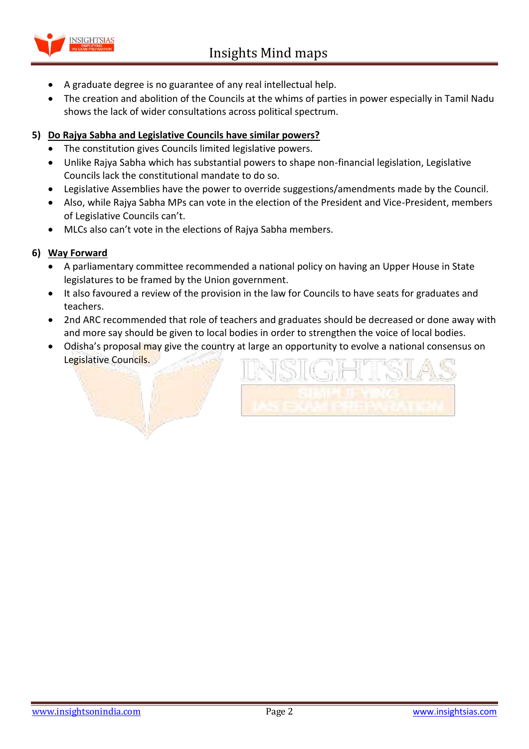- A graduate degree is no guarantee of any real intellectual help.
- The creation and abolition of the Councils at the whims of parties in power especially in Tamil Nadu shows the lack of wider consultations across political spectrum.

## 5) Do Rajya Sabha and Legislative Councils have similar powers?

- The constitution gives Councils limited legislative powers.
- Unlike Rajya Sabha which has substantial powers to shape non-financial legislation, Legislative Councils lack the constitutional mandate to do so.
- Legislative Assemblies have the power to override suggestions/amendments made by the Council.
- Also, while Rajya Sabha MPs can vote in the election of the President and Vice-President, members of Legislative Councils can't.
- MLCs also can't vote in the elections of Rajya Sabha members.

## 6) Way Forward

- A parliamentary committee recommended a national policy on having an Upper House in State legislatures to be framed by the Union government.
- It also favoured a review of the provision in the law for Councils to have seats for graduates and teachers.
- 2nd ARC recommended that role of teachers and graduates should be decreased or done away with and more say should be given to local bodies in order to strengthen the voice of local bodies.
- Odisha's proposal may give the country at large an opportunity to evolve a national consensus on Legislative Councils.